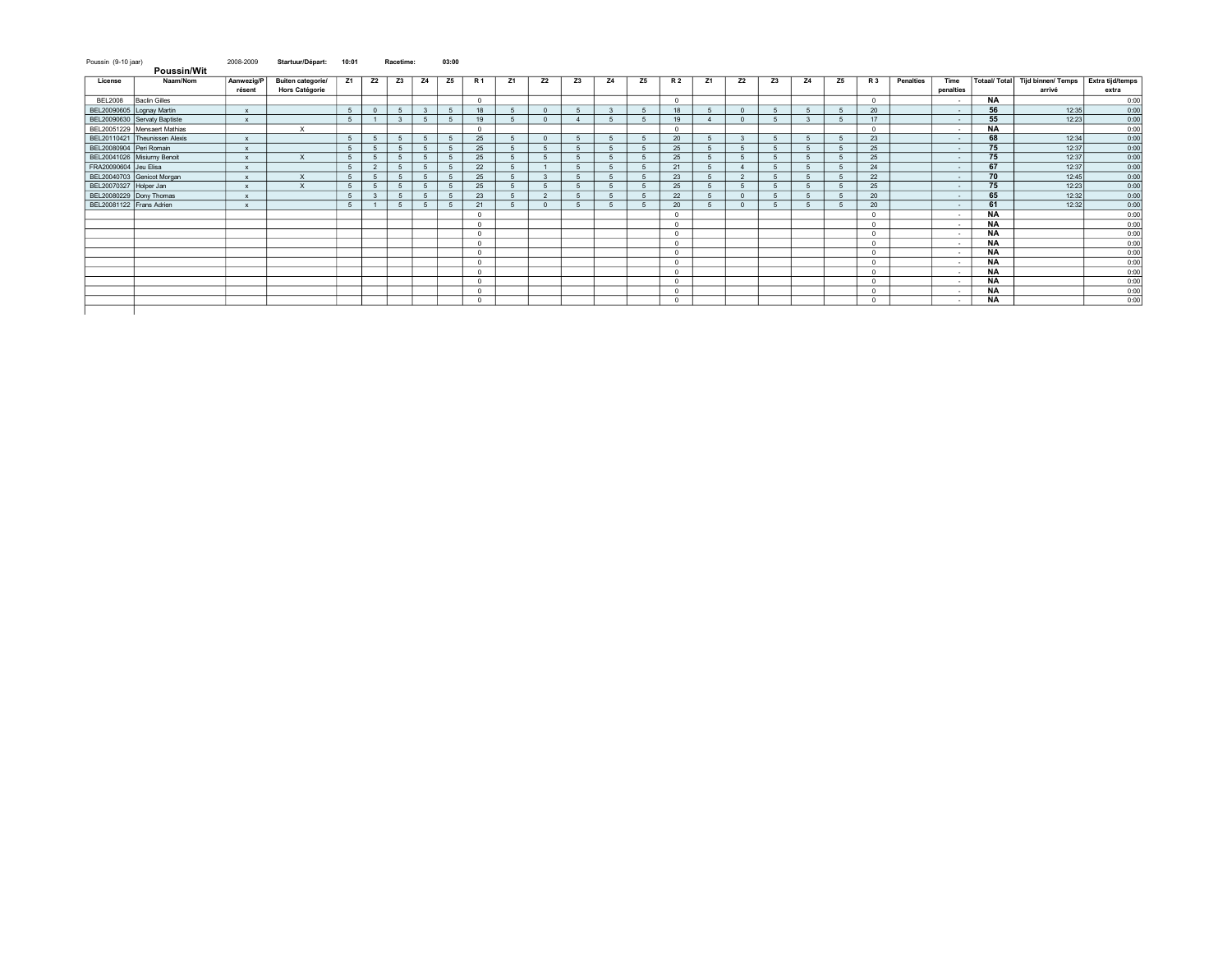Poussin (9-10 jaar) 2008-2009 **Startuur/Départ:** **10:01** **Racetime:** **03:00**

## Poussin/Wit

| License | Naam/Nom | Aanwezig/Présent | Buiten categorie/ Hors Catégorie | Z1 | Z2 | Z3 | Z4 | Z5 | R 1 | Z1 | Z2 | Z3 | Z4 | Z5 | R 2 | Z1 | Z2 | Z3 | Z4 | Z5 | R 3 | Penalties | Time penalties | Totaal/ Total | Tijd binnen/ Temps arrivé | Extra tijd/temps extra |
|---|---|---|---|---|---|---|---|---|---|---|---|---|---|---|---|---|---|---|---|---|---|---|---|---|---|---|
| BEL2008 | Baclin Gilles | | | | | | | | 0 | | | | | | 0 | | | | | | 0 | | - | **NA** | | 0:00 |
| BEL20090605 | Lognay Martin | x | | 5 | 0 | 5 | 3 | 5 | 18 | 5 | 0 | 5 | 3 | 5 | 18 | 5 | 0 | 5 | 5 | 5 | 20 | | - | **56** | 12:35 | 0:00 |
| BEL20090630 | Servaty Baptiste | x | | 5 | 1 | 3 | 5 | 5 | 19 | 5 | 0 | 4 | 5 | 5 | 19 | 4 | 0 | 5 | 3 | 5 | 17 | | - | **55** | 12:23 | 0:00 |
| BEL20051229 | Mensaert Mathias | | X | | | | | | 0 | | | | | | 0 | | | | | | 0 | | - | **NA** | | 0:00 |
| BEL20110421 | Theunissen Alexis | x | | 5 | 5 | 5 | 5 | 5 | 25 | 5 | 0 | 5 | 5 | 5 | 20 | 5 | 3 | 5 | 5 | 5 | 23 | | - | **68** | 12:34 | 0:00 |
| BEL20080904 | Peri Romain | x | | 5 | 5 | 5 | 5 | 5 | 25 | 5 | 5 | 5 | 5 | 5 | 25 | 5 | 5 | 5 | 5 | 5 | 25 | | - | **75** | 12:37 | 0:00 |
| BEL20041026 | Misiurny Benoit | x | X | 5 | 5 | 5 | 5 | 5 | 25 | 5 | 5 | 5 | 5 | 5 | 25 | 5 | 5 | 5 | 5 | 5 | 25 | | - | **75** | 12:37 | 0:00 |
| FRA20090604 | Jeu Elisa | x | | 5 | 2 | 5 | 5 | 5 | 22 | 5 | 1 | 5 | 5 | 5 | 21 | 5 | 4 | 5 | 5 | 5 | 24 | | - | **67** | 12:37 | 0:00 |
| BEL20040703 | Genicot Morgan | x | X | 5 | 5 | 5 | 5 | 5 | 25 | 5 | 3 | 5 | 5 | 5 | 23 | 5 | 2 | 5 | 5 | 5 | 22 | | - | **70** | 12:45 | 0:00 |
| BEL20070327 | Holper Jan | x | X | 5 | 5 | 5 | 5 | 5 | 25 | 5 | 5 | 5 | 5 | 5 | 25 | 5 | 5 | 5 | 5 | 5 | 25 | | - | **75** | 12:23 | 0:00 |
| BEL20080229 | Dony Thomas | x | | 5 | 3 | 5 | 5 | 5 | 23 | 5 | 2 | 5 | 5 | 5 | 22 | 5 | 0 | 5 | 5 | 5 | 20 | | - | **65** | 12:32 | 0:00 |
| BEL20081122 | Frans Adrien | x | | 5 | 1 | 5 | 5 | 5 | 21 | 5 | 0 | 5 | 5 | 5 | 20 | 5 | 0 | 5 | 5 | 5 | 20 | | - | **61** | 12:32 | 0:00 |
| | | | | | | | | | 0 | | | | | | 0 | | | | | | 0 | | - | **NA** | | 0:00 |
| | | | | | | | | | 0 | | | | | | 0 | | | | | | 0 | | - | **NA** | | 0:00 |
| | | | | | | | | | 0 | | | | | | 0 | | | | | | 0 | | - | **NA** | | 0:00 |
| | | | | | | | | | 0 | | | | | | 0 | | | | | | 0 | | - | **NA** | | 0:00 |
| | | | | | | | | | 0 | | | | | | 0 | | | | | | 0 | | - | **NA** | | 0:00 |
| | | | | | | | | | 0 | | | | | | 0 | | | | | | 0 | | - | **NA** | | 0:00 |
| | | | | | | | | | 0 | | | | | | 0 | | | | | | 0 | | - | **NA** | | 0:00 |
| | | | | | | | | | 0 | | | | | | 0 | | | | | | 0 | | - | **NA** | | 0:00 |
| | | | | | | | | | 0 | | | | | | 0 | | | | | | 0 | | - | **NA** | | 0:00 |
| | | | | | | | | | 0 | | | | | | 0 | | | | | | 0 | | - | **NA** | | 0:00 |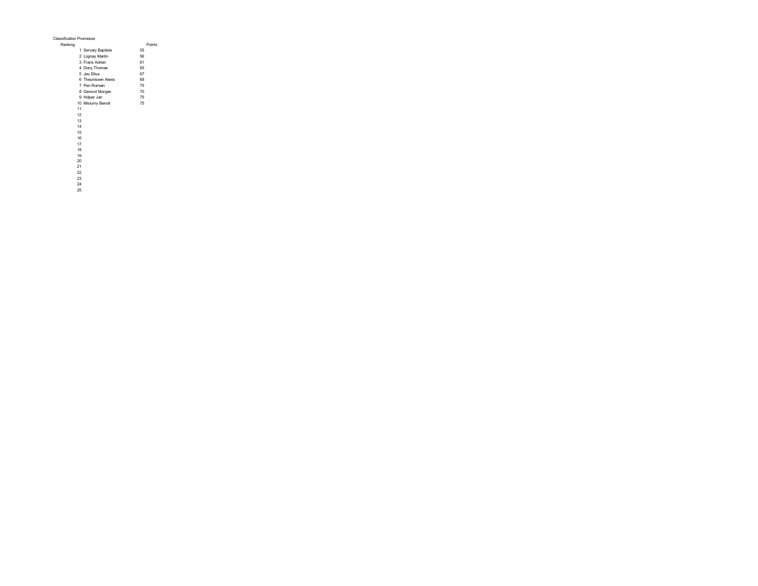Classification Promesse

| Ranking | | Points |
|---|---|---|
| 1 | Servaty Baptiste | 55 |
| 2 | Lognay Martin | 56 |
| 3 | Frans Adrien | 61 |
| 4 | Dony Thomas | 65 |
| 5 | Jeu Elisa | 67 |
| 6 | Theunissen Alexis | 68 |
| 7 | Peri Romain | 75 |
| 8 | Genicot Morgan | 70 |
| 9 | Holper Jan | 75 |
| 10 | Misiurny Benoit | 75 |
| 11 | | |
| 12 | | |
| 13 | | |
| 14 | | |
| 15 | | |
| 16 | | |
| 17 | | |
| 18 | | |
| 19 | | |
| 20 | | |
| 21 | | |
| 22 | | |
| 23 | | |
| 24 | | |
| 25 | | |